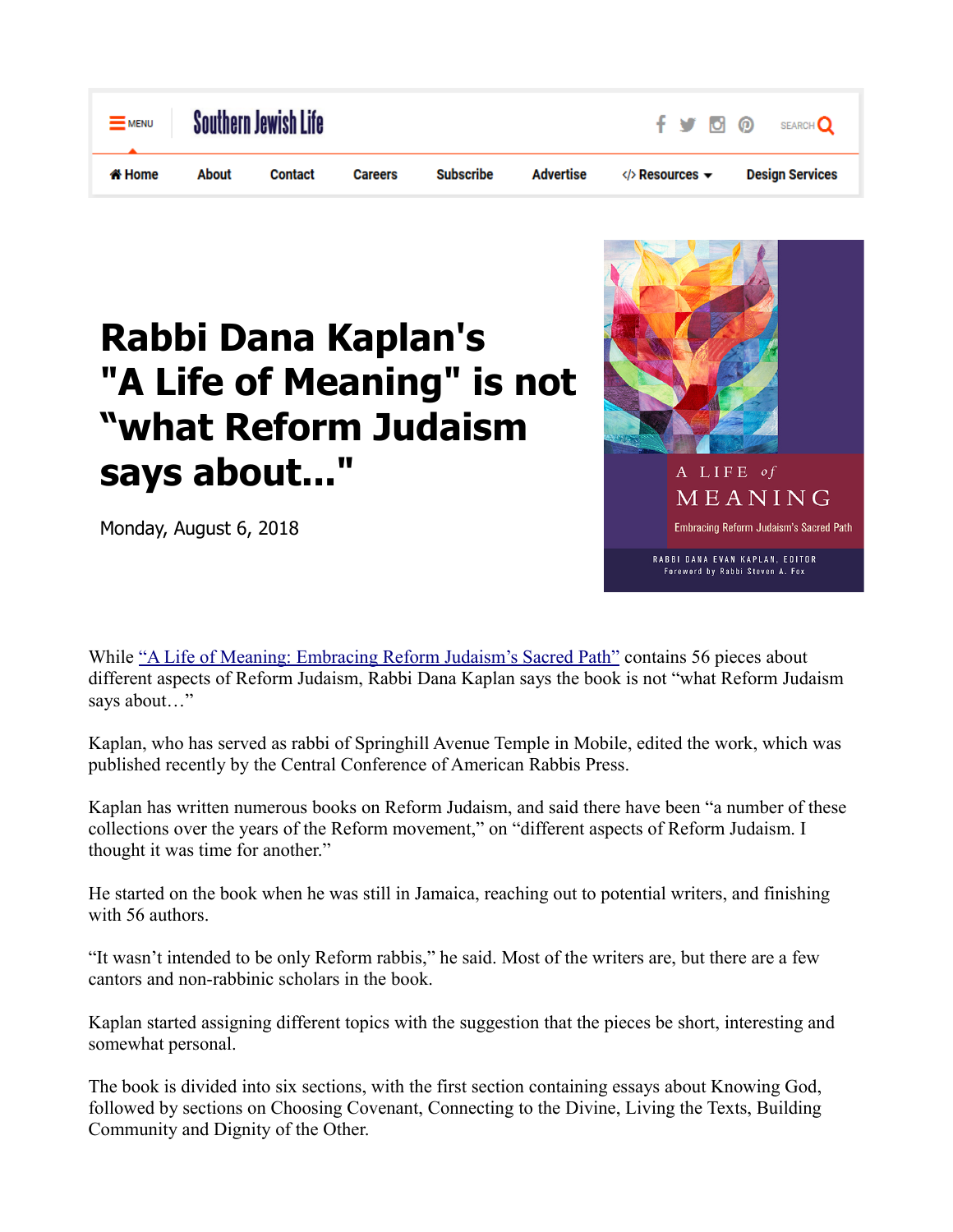# Rabbi Dana Kaplan's "A Life of Meaning" is not "what Reform Judaism says about..."

Monday, August 6, 2018

While "A Life of Meaning: Embracing Reform Judaism's Sacred Path" contains 56 pieces about different aspects of Reform Judaism, Rabbi Dana Kaplan says the book is not "what Reform Judaism says about…"

Kaplan, who has served as rabbi of Springhill Avenue Temple in Mobile, edited the work, which was published recently by the Central Conference of American Rabbis Press.

Kaplan has written numerous books on Reform Judaism, and said there have been "a number of these collections over the years of the Reform movement," on "different aspects of Reform Judaism. I thought it was time for another."

He started on the book when he was still in Jamaica, reaching out to potential writers, and finishing with 56 authors.

"It wasn't intended to be only Reform rabbis," he said. Most of the writers are, but there are a few cantors and non-rabbinic scholars in the book.

Kaplan started assigning different topics with the suggestion that the pieces be short, interesting and somewhat personal.

The book is divided into six sections, with the first section containing essays about Knowing God, followed by sections on Choosing Covenant, Connecting to the Divine, Living the Texts, Building Community and Dignity of the Other.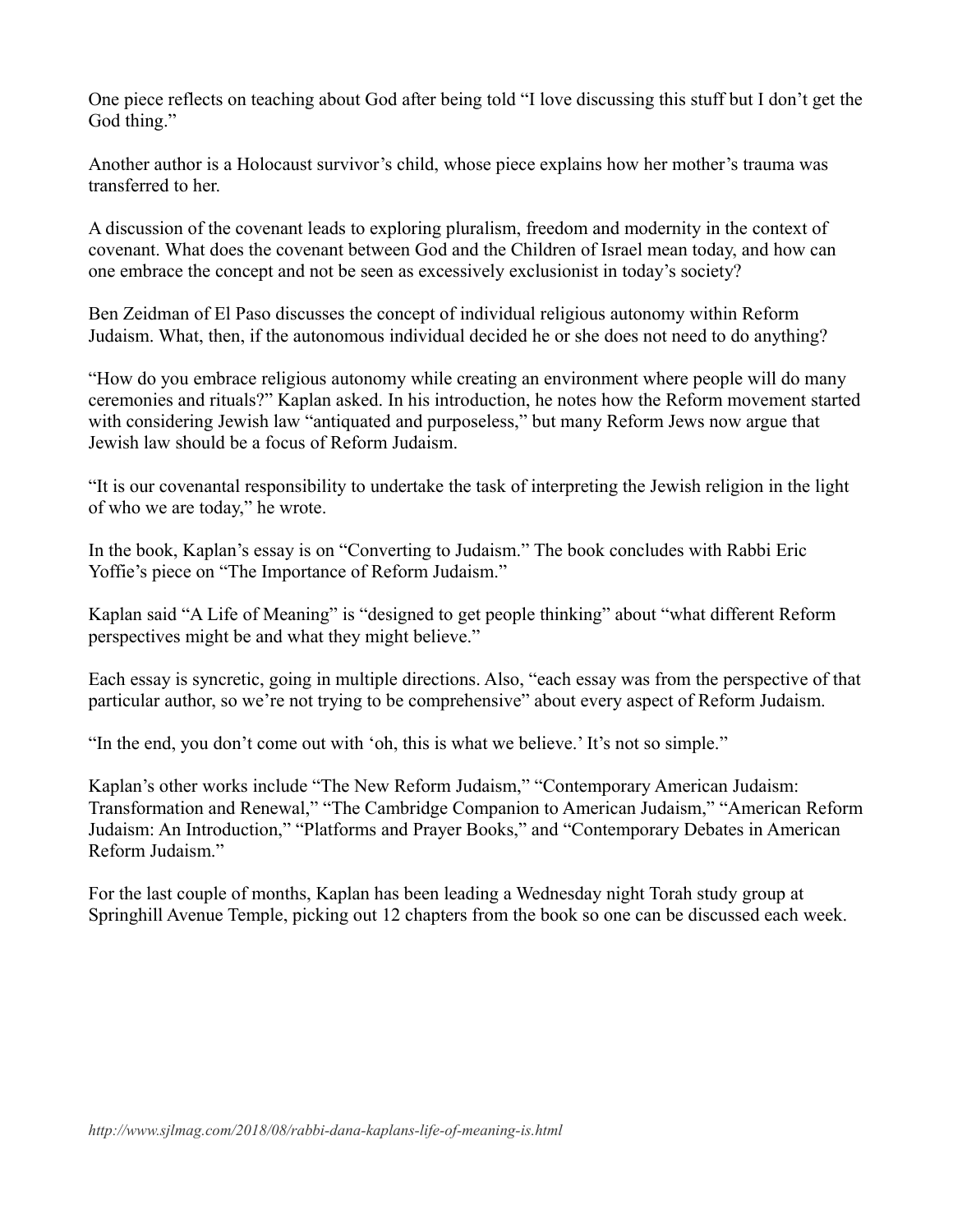One piece reflects on teaching about God after being told "I love discussing this stuff but I don't get the God thing."

Another author is a Holocaust survivor's child, whose piece explains how her mother's trauma was transferred to her.

A discussion of the covenant leads to exploring pluralism, freedom and modernity in the context of covenant. What does the covenant between God and the Children of Israel mean today, and how can one embrace the concept and not be seen as excessively exclusionist in today's society?

Ben Zeidman of El Paso discusses the concept of individual religious autonomy within Reform Judaism. What, then, if the autonomous individual decided he or she does not need to do anything?

"How do you embrace religious autonomy while creating an environment where people will do many ceremonies and rituals?" Kaplan asked. In his introduction, he notes how the Reform movement started with considering Jewish law "antiquated and purposeless," but many Reform Jews now argue that Jewish law should be a focus of Reform Judaism.

"It is our covenantal responsibility to undertake the task of interpreting the Jewish religion in the light of who we are today," he wrote.

In the book, Kaplan's essay is on "Converting to Judaism." The book concludes with Rabbi Eric Yoffie's piece on "The Importance of Reform Judaism."

Kaplan said "A Life of Meaning" is "designed to get people thinking" about "what different Reform perspectives might be and what they might believe."

Each essay is syncretic, going in multiple directions. Also, "each essay was from the perspective of that particular author, so we're not trying to be comprehensive" about every aspect of Reform Judaism.

"In the end, you don't come out with 'oh, this is what we believe.' It's not so simple."

Kaplan's other works include "The New Reform Judaism," "Contemporary American Judaism: Transformation and Renewal," "The Cambridge Companion to American Judaism," "American Reform Judaism: An Introduction," "Platforms and Prayer Books," and "Contemporary Debates in American Reform Judaism."

For the last couple of months, Kaplan has been leading a Wednesday night Torah study group at Springhill Avenue Temple, picking out 12 chapters from the book so one can be discussed each week.

*http://www.sjlmag.com/2018/08/rabbi-dana-kaplans-life-of-meaning-is.html*